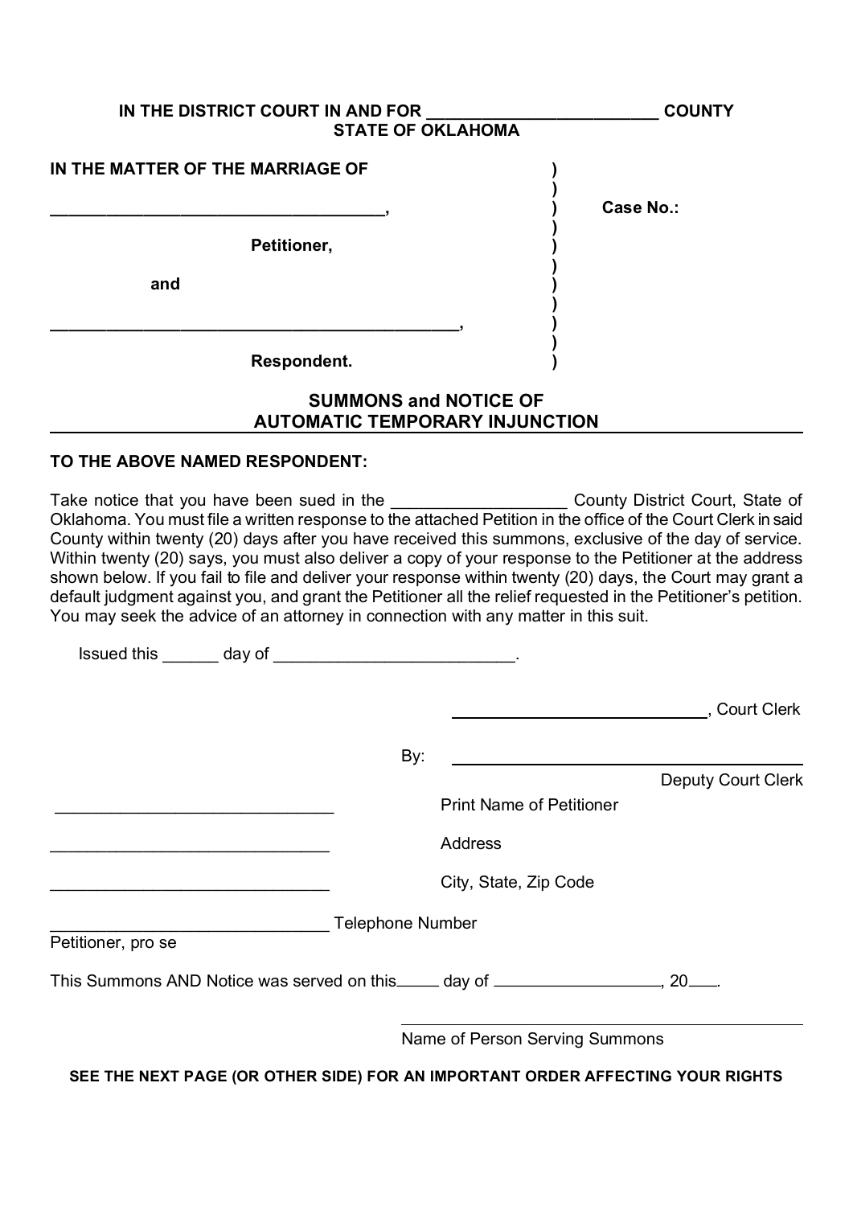**IN THE DISTRICT COURT IN AND FOR ________________________ COUNTY**
**STATE OF OKLAHOMA**

| | | |
|---|---|---|
| **IN THE MATTER OF THE MARRIAGE OF** | ) | |
| | ) | |
| ___________________________________, | ) | **Case No.:** |
| | ) | |
| **Petitioner,** | ) | |
| | ) | |
| **and** | ) | |
| | ) | |
| ___________________________________, | ) | |
| | ) | |
| **Respondent.** | ) | |

## SUMMONS and NOTICE OF AUTOMATIC TEMPORARY INJUNCTION

**TO THE ABOVE NAMED RESPONDENT:**

Take notice that you have been sued in the __________________ County District Court, State of Oklahoma. You must file a written response to the attached Petition in the office of the Court Clerk in said County within twenty (20) days after you have received this summons, exclusive of the day of service. Within twenty (20) says, you must also deliver a copy of your response to the Petitioner at the address shown below. If you fail to file and deliver your response within twenty (20) days, the Court may grant a default judgment against you, and grant the Petitioner all the relief requested in the Petitioner's petition. You may seek the advice of an attorney in connection with any matter in this suit.

Issued this ______ day of _________________________.

____________________________, Court Clerk

By: ____________________________________

Deputy Court Clerk

______________________________ Print Name of Petitioner

______________________________ Address

______________________________ City, State, Zip Code

______________________________ Telephone Number

Petitioner, pro se

This Summons AND Notice was served on this_____ day of __________________, 20___.

____________________________________________

Name of Person Serving Summons

**SEE THE NEXT PAGE (OR OTHER SIDE) FOR AN IMPORTANT ORDER AFFECTING YOUR RIGHTS**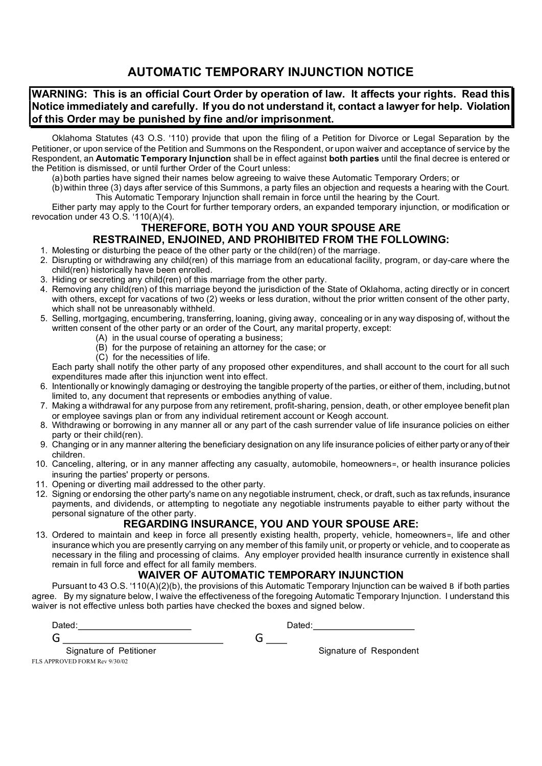# AUTOMATIC TEMPORARY INJUNCTION NOTICE

**WARNING: This is an official Court Order by operation of law. It affects your rights. Read this Notice immediately and carefully. If you do not understand it, contact a lawyer for help. Violation of this Order may be punished by fine and/or imprisonment.**

Oklahoma Statutes (43 O.S. '110) provide that upon the filing of a Petition for Divorce or Legal Separation by the Petitioner, or upon service of the Petition and Summons on the Respondent, or upon waiver and acceptance of service by the Respondent, an **Automatic Temporary Injunction** shall be in effect against **both parties** until the final decree is entered or the Petition is dismissed, or until further Order of the Court unless:

(a) both parties have signed their names below agreeing to waive these Automatic Temporary Orders; or

(b) within three (3) days after service of this Summons, a party files an objection and requests a hearing with the Court. This Automatic Temporary Injunction shall remain in force until the hearing by the Court.

Either party may apply to the Court for further temporary orders, an expanded temporary injunction, or modification or revocation under 43 O.S. '110(A)(4).

## THEREFORE, BOTH YOU AND YOUR SPOUSE ARE RESTRAINED, ENJOINED, AND PROHIBITED FROM THE FOLLOWING:

1. Molesting or disturbing the peace of the other party or the child(ren) of the marriage.
2. Disrupting or withdrawing any child(ren) of this marriage from an educational facility, program, or day-care where the child(ren) historically have been enrolled.
3. Hiding or secreting any child(ren) of this marriage from the other party.
4. Removing any child(ren) of this marriage beyond the jurisdiction of the State of Oklahoma, acting directly or in concert with others, except for vacations of two (2) weeks or less duration, without the prior written consent of the other party, which shall not be unreasonably withheld.
5. Selling, mortgaging, encumbering, transferring, loaning, giving away, concealing or in any way disposing of, without the written consent of the other party or an order of the Court, any marital property, except:
   - (A) in the usual course of operating a business;
   - (B) for the purpose of retaining an attorney for the case; or
   - (C) for the necessities of life.

   Each party shall notify the other party of any proposed other expenditures, and shall account to the court for all such expenditures made after this injunction went into effect.
6. Intentionally or knowingly damaging or destroying the tangible property of the parties, or either of them, including, but not limited to, any document that represents or embodies anything of value.
7. Making a withdrawal for any purpose from any retirement, profit-sharing, pension, death, or other employee benefit plan or employee savings plan or from any individual retirement account or Keogh account.
8. Withdrawing or borrowing in any manner all or any part of the cash surrender value of life insurance policies on either party or their child(ren).
9. Changing or in any manner altering the beneficiary designation on any life insurance policies of either party or any of their children.
10. Canceling, altering, or in any manner affecting any casualty, automobile, homeowners=, or health insurance policies insuring the parties' property or persons.
11. Opening or diverting mail addressed to the other party.
12. Signing or endorsing the other party's name on any negotiable instrument, check, or draft, such as tax refunds, insurance payments, and dividends, or attempting to negotiate any negotiable instruments payable to either party without the personal signature of the other party.

## REGARDING INSURANCE, YOU AND YOUR SPOUSE ARE:

13. Ordered to maintain and keep in force all presently existing health, property, vehicle, homeowners=, life and other insurance which you are presently carrying on any member of this family unit, or property or vehicle, and to cooperate as necessary in the filing and processing of claims. Any employer provided health insurance currently in existence shall remain in full force and effect for all family members.

## WAIVER OF AUTOMATIC TEMPORARY INJUNCTION

Pursuant to 43 O.S. '110(A)(2)(b), the provisions of this Automatic Temporary Injunction can be waived B if both parties agree. By my signature below, I waive the effectiveness of the foregoing Automatic Temporary Injunction. I understand this waiver is not effective unless both parties have checked the boxes and signed below.

Dated:______________________ Dated:____________________

G ____________________________ G ___

Signature of Petitioner Signature of Respondent

FLS APPROVED FORM Rev 9/30/02